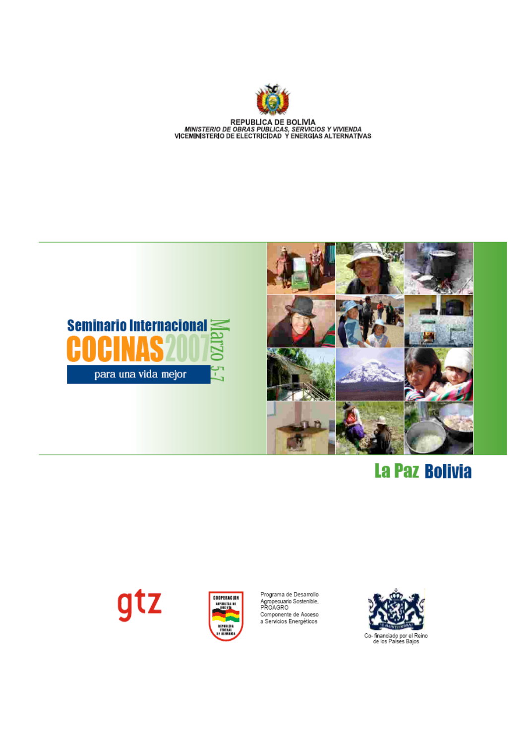REPUBLICA DE BOLIVIA
*MINISTERIO DE OBRAS PUBLICAS, SERVICIOS Y VIVIENDA*
VICEMINISTERIO DE ELECTRICIDAD Y ENERGIAS ALTERNATIVAS

# Seminario Internacional COCINAS 2007

Marzo 5-7

**para una vida mejor**

## La Paz Bolivia

gtz

COOPERACION REPUBLICA DE BOLIVIA – REPUBLICA FEDERAL DE ALEMANIA

Programa de Desarrollo Agropecuario Sostenible, PROAGRO
Componente de Acceso a Servicios Energéticos

Co- financiado por el Reino de los Países Bajos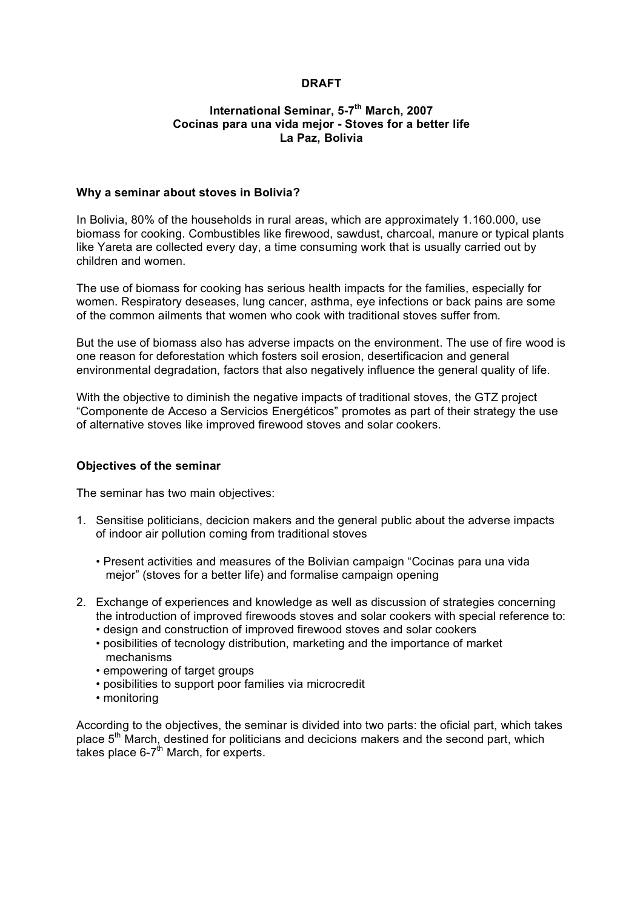**DRAFT**

**International Seminar, 5-7th March, 2007**
**Cocinas para una vida mejor - Stoves for a better life**
**La Paz, Bolivia**

### Why a seminar about stoves in Bolivia?

In Bolivia, 80% of the households in rural areas, which are approximately 1.160.000, use biomass for cooking. Combustibles like firewood, sawdust, charcoal, manure or typical plants like Yareta are collected every day, a time consuming work that is usually carried out by children and women.

The use of biomass for cooking has serious health impacts for the families, especially for women. Respiratory deseases, lung cancer, asthma, eye infections or back pains are some of the common ailments that women who cook with traditional stoves suffer from.

But the use of biomass also has adverse impacts on the environment. The use of fire wood is one reason for deforestation which fosters soil erosion, desertificacion and general environmental degradation, factors that also negatively influence the general quality of life.

With the objective to diminish the negative impacts of traditional stoves, the GTZ project "Componente de Acceso a Servicios Energéticos" promotes as part of their strategy the use of alternative stoves like improved firewood stoves and solar cookers.

### Objectives of the seminar

The seminar has two main objectives:

1. Sensitise politicians, decicion makers and the general public about the adverse impacts of indoor air pollution coming from traditional stoves

   • Present activities and measures of the Bolivian campaign "Cocinas para una vida mejor" (stoves for a better life) and formalise campaign opening

2. Exchange of experiences and knowledge as well as discussion of strategies concerning the introduction of improved firewoods stoves and solar cookers with special reference to:
   • design and construction of improved firewood stoves and solar cookers
   • posibilities of tecnology distribution, marketing and the importance of market mechanisms
   • empowering of target groups
   • posibilities to support poor families via microcredit
   • monitoring

According to the objectives, the seminar is divided into two parts: the oficial part, which takes place 5th March, destined for politicians and decicions makers and the second part, which takes place 6-7th March, for experts.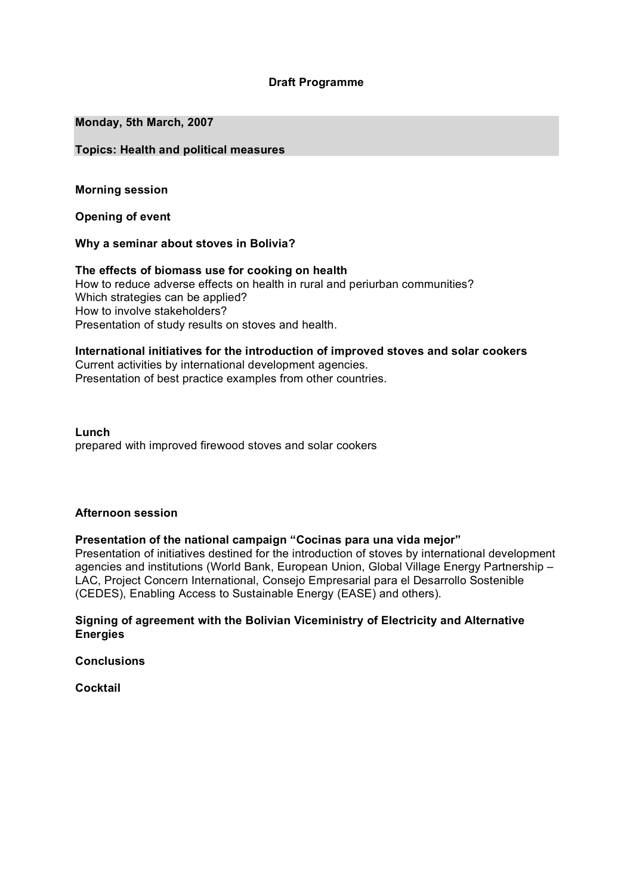## Draft Programme

**Monday, 5th March, 2007**

**Topics: Health and political measures**

**Morning session**

**Opening of event**

**Why a seminar about stoves in Bolivia?**

**The effects of biomass use for cooking on health**
How to reduce adverse effects on health in rural and periurban communities?
Which strategies can be applied?
How to involve stakeholders?
Presentation of study results on stoves and health.

**International initiatives for the introduction of improved stoves and solar cookers**
Current activities by international development agencies.
Presentation of best practice examples from other countries.

**Lunch**
prepared with improved firewood stoves and solar cookers

**Afternoon session**

**Presentation of the national campaign "Cocinas para una vida mejor"**
Presentation of initiatives destined for the introduction of stoves by international development agencies and institutions (World Bank, European Union, Global Village Energy Partnership – LAC, Project Concern International, Consejo Empresarial para el Desarrollo Sostenible (CEDES), Enabling Access to Sustainable Energy (EASE) and others).

**Signing of agreement with the Bolivian Viceministry of Electricity and Alternative Energies**

**Conclusions**

**Cocktail**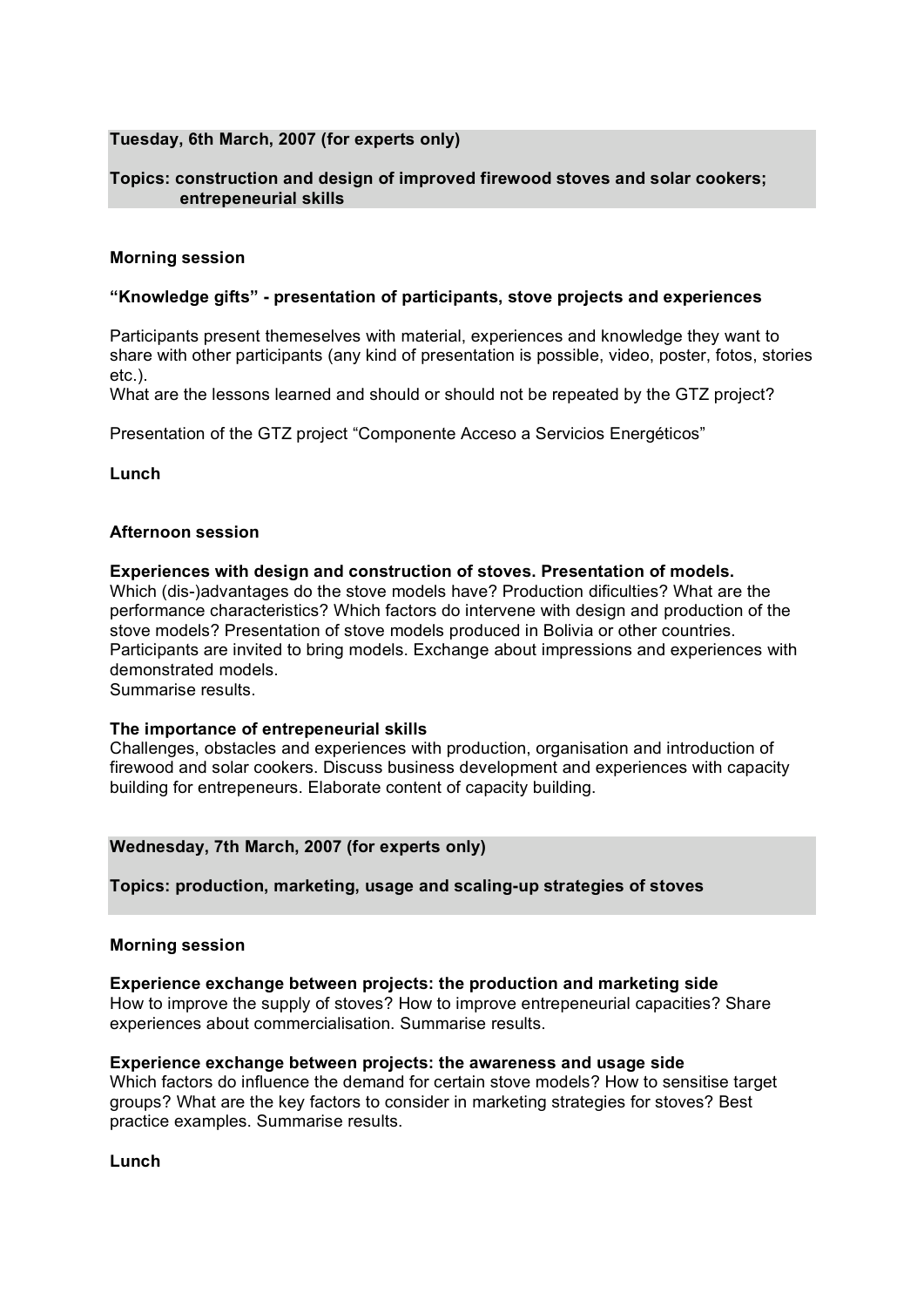**Tuesday, 6th March, 2007 (for experts only)**

**Topics: construction and design of improved firewood stoves and solar cookers; entrepeneurial skills**

**Morning session**

**“Knowledge gifts” - presentation of participants, stove projects and experiences**

Participants present themeselves with material, experiences and knowledge they want to share with other participants (any kind of presentation is possible, video, poster, fotos, stories etc.).
What are the lessons learned and should or should not be repeated by the GTZ project?

Presentation of the GTZ project “Componente Acceso a Servicios Energéticos”

**Lunch**

**Afternoon session**

**Experiences with design and construction of stoves. Presentation of models.**
Which (dis-)advantages do the stove models have? Production dificulties? What are the performance characteristics? Which factors do intervene with design and production of the stove models? Presentation of stove models produced in Bolivia or other countries. Participants are invited to bring models. Exchange about impressions and experiences with demonstrated models.
Summarise results.

**The importance of entrepeneurial skills**
Challenges, obstacles and experiences with production, organisation and introduction of firewood and solar cookers. Discuss business development and experiences with capacity building for entrepeneurs. Elaborate content of capacity building.

**Wednesday, 7th March, 2007 (for experts only)**

**Topics: production, marketing, usage and scaling-up strategies of stoves**

**Morning session**

**Experience exchange between projects: the production and marketing side**
How to improve the supply of stoves? How to improve entrepeneurial capacities? Share experiences about commercialisation. Summarise results.

**Experience exchange between projects: the awareness and usage side**
Which factors do influence the demand for certain stove models? How to sensitise target groups? What are the key factors to consider in marketing strategies for stoves? Best practice examples. Summarise results.

**Lunch**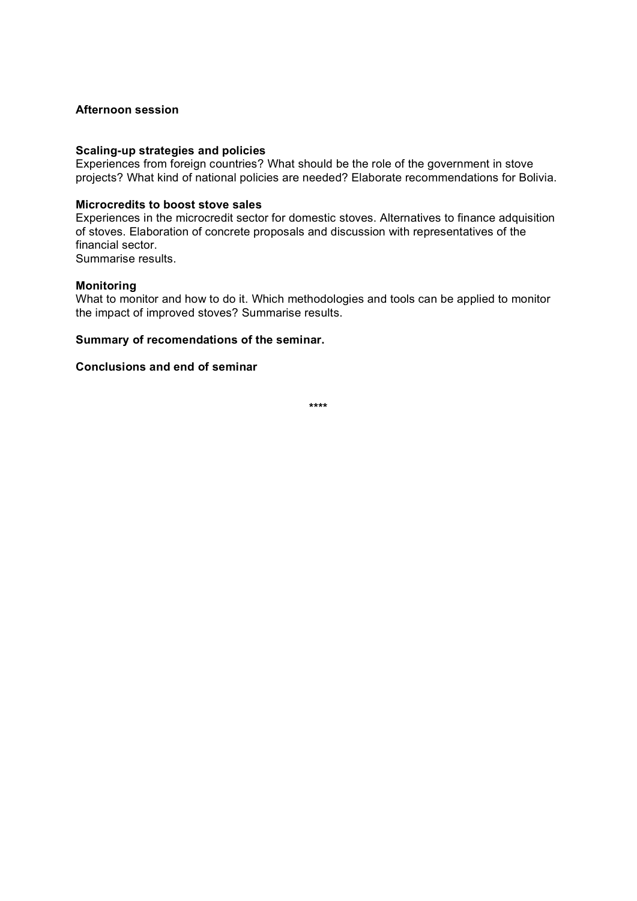**Afternoon session**

**Scaling-up strategies and policies**
Experiences from foreign countries? What should be the role of the government in stove projects? What kind of national policies are needed? Elaborate recommendations for Bolivia.

**Microcredits to boost stove sales**
Experiences in the microcredit sector for domestic stoves. Alternatives to finance adquisition of stoves. Elaboration of concrete proposals and discussion with representatives of the financial sector.
Summarise results.

**Monitoring**
What to monitor and how to do it. Which methodologies and tools can be applied to monitor the impact of improved stoves? Summarise results.

**Summary of recomendations of the seminar.**

**Conclusions and end of seminar**

****